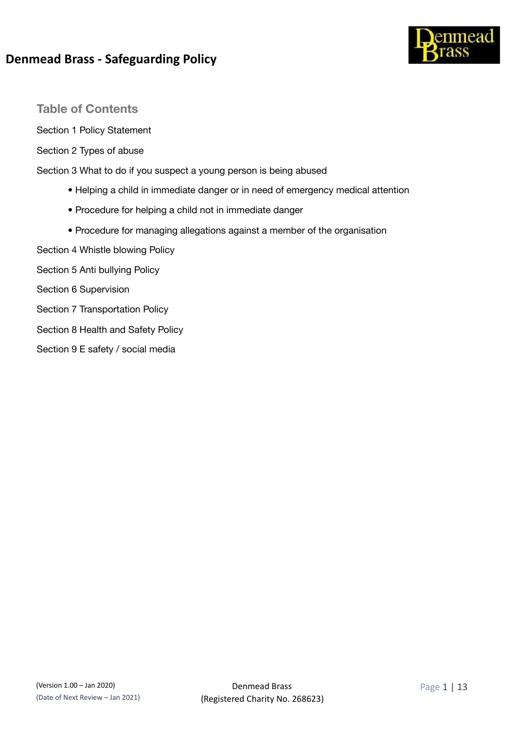# Denmead Brass - Safeguarding Policy

## Table of Contents

Section 1 Policy Statement

Section 2 Types of abuse

Section 3 What to do if you suspect a young person is being abused

- Helping a child in immediate danger or in need of emergency medical attention
- Procedure for helping a child not in immediate danger
- Procedure for managing allegations against a member of the organisation

Section 4 Whistle blowing Policy

Section 5 Anti bullying Policy

Section 6 Supervision

Section 7 Transportation Policy

Section 8 Health and Safety Policy

Section 9 E safety / social media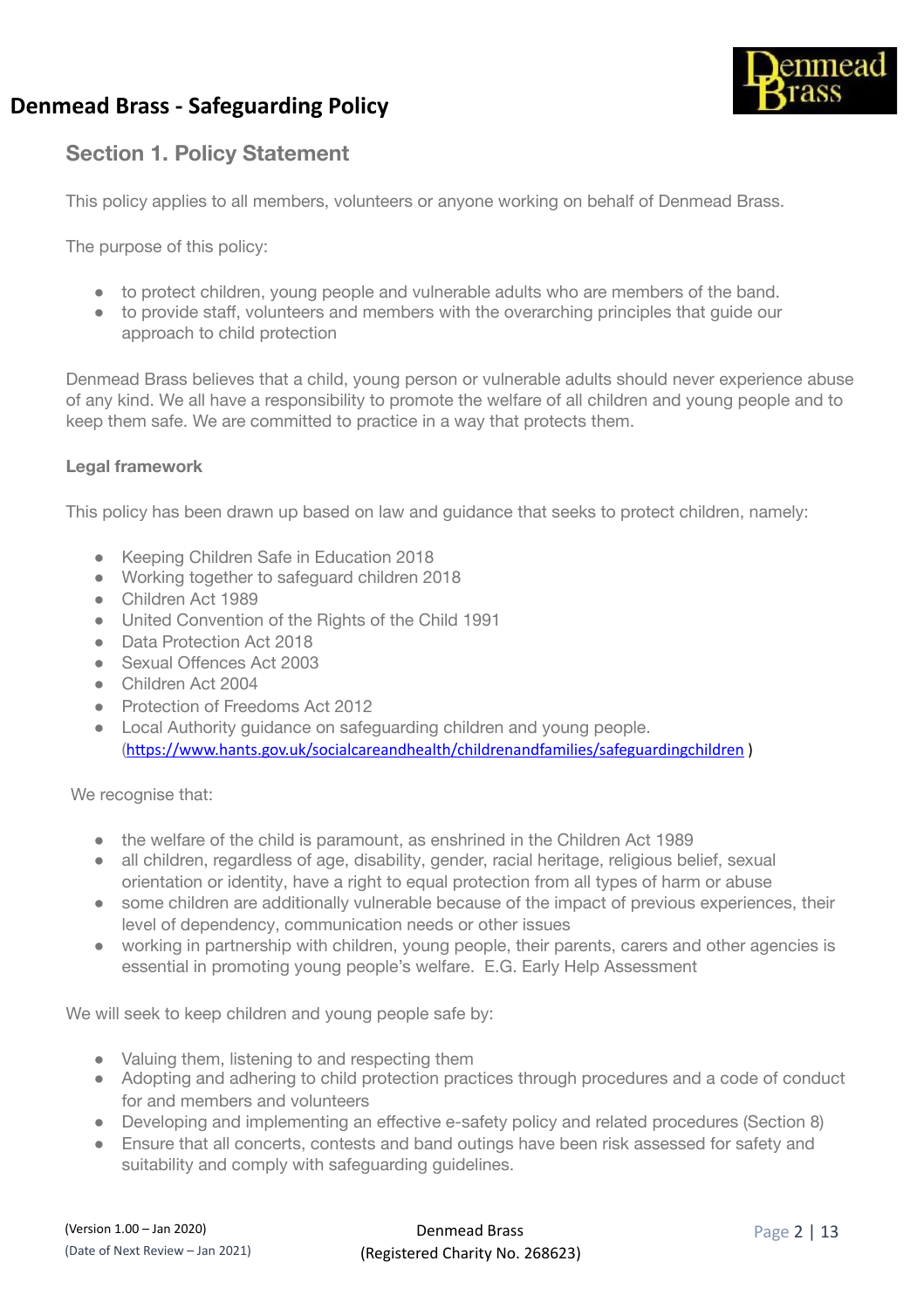# Denmead Brass - Safeguarding Policy

## Section 1. Policy Statement

This policy applies to all members, volunteers or anyone working on behalf of Denmead Brass.

The purpose of this policy:

- to protect children, young people and vulnerable adults who are members of the band.
- to provide staff, volunteers and members with the overarching principles that guide our approach to child protection

Denmead Brass believes that a child, young person or vulnerable adults should never experience abuse of any kind. We all have a responsibility to promote the welfare of all children and young people and to keep them safe. We are committed to practice in a way that protects them.

**Legal framework**

This policy has been drawn up based on law and guidance that seeks to protect children, namely:

- Keeping Children Safe in Education 2018
- Working together to safeguard children 2018
- Children Act 1989
- United Convention of the Rights of the Child 1991
- Data Protection Act 2018
- Sexual Offences Act 2003
- Children Act 2004
- Protection of Freedoms Act 2012
- Local Authority guidance on safeguarding children and young people. (https://www.hants.gov.uk/socialcareandhealth/childrenandfamilies/safeguardingchildren )

We recognise that:

- the welfare of the child is paramount, as enshrined in the Children Act 1989
- all children, regardless of age, disability, gender, racial heritage, religious belief, sexual orientation or identity, have a right to equal protection from all types of harm or abuse
- some children are additionally vulnerable because of the impact of previous experiences, their level of dependency, communication needs or other issues
- working in partnership with children, young people, their parents, carers and other agencies is essential in promoting young people's welfare. E.G. Early Help Assessment

We will seek to keep children and young people safe by:

- Valuing them, listening to and respecting them
- Adopting and adhering to child protection practices through procedures and a code of conduct for and members and volunteers
- Developing and implementing an effective e-safety policy and related procedures (Section 8)
- Ensure that all concerts, contests and band outings have been risk assessed for safety and suitability and comply with safeguarding guidelines.

(Version 1.00 – Jan 2020)
(Date of Next Review – Jan 2021)

Denmead Brass
(Registered Charity No. 268623)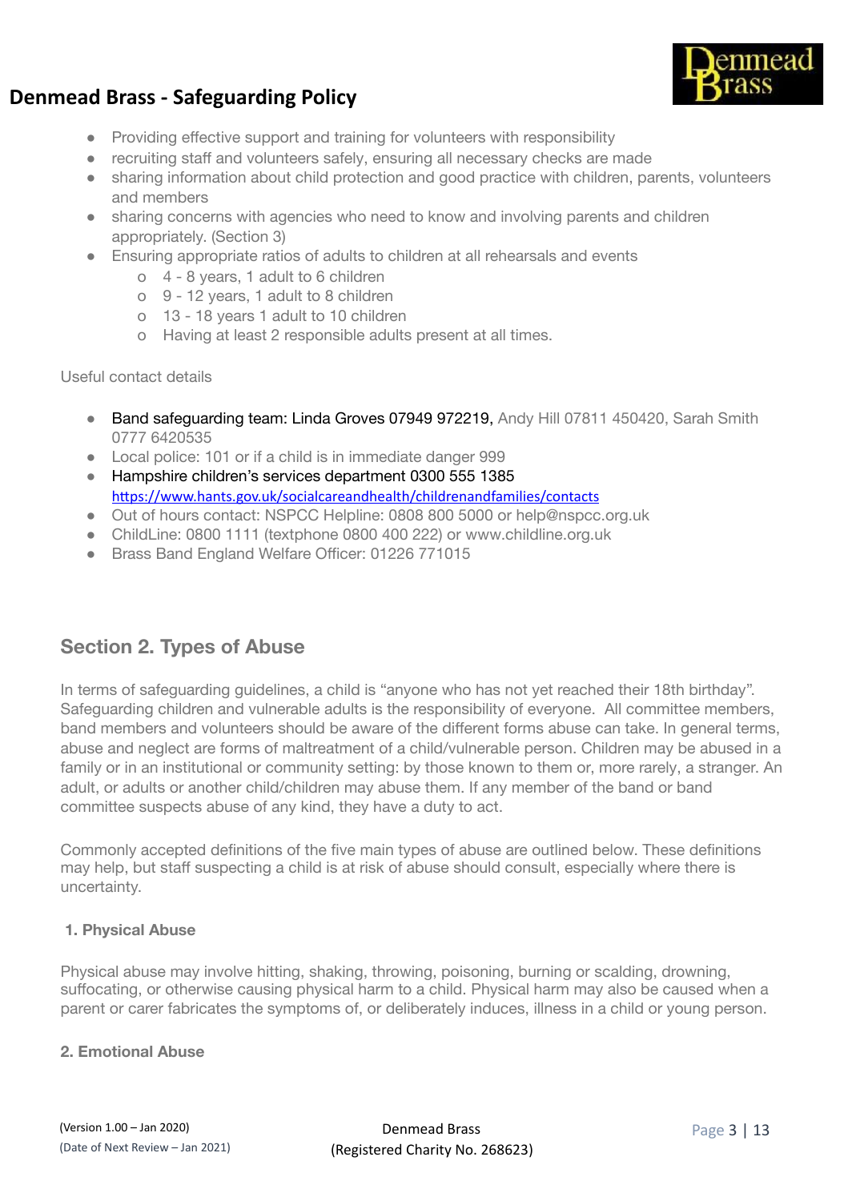- Providing effective support and training for volunteers with responsibility
- recruiting staff and volunteers safely, ensuring all necessary checks are made
- sharing information about child protection and good practice with children, parents, volunteers and members
- sharing concerns with agencies who need to know and involving parents and children appropriately. (Section 3)
- Ensuring appropriate ratios of adults to children at all rehearsals and events
  - 4 - 8 years, 1 adult to 6 children
  - 9 - 12 years, 1 adult to 8 children
  - 13 - 18 years 1 adult to 10 children
  - Having at least 2 responsible adults present at all times.

Useful contact details

- Band safeguarding team: Linda Groves 07949 972219, Andy Hill 07811 450420, Sarah Smith 0777 6420535
- Local police: 101 or if a child is in immediate danger 999
- Hampshire children's services department 0300 555 1385 https://www.hants.gov.uk/socialcareandhealth/childrenandfamilies/contacts
- Out of hours contact: NSPCC Helpline: 0808 800 5000 or help@nspcc.org.uk
- ChildLine: 0800 1111 (textphone 0800 400 222) or www.childline.org.uk
- Brass Band England Welfare Officer: 01226 771015

## Section 2. Types of Abuse

In terms of safeguarding guidelines, a child is "anyone who has not yet reached their 18th birthday". Safeguarding children and vulnerable adults is the responsibility of everyone. All committee members, band members and volunteers should be aware of the different forms abuse can take. In general terms, abuse and neglect are forms of maltreatment of a child/vulnerable person. Children may be abused in a family or in an institutional or community setting: by those known to them or, more rarely, a stranger. An adult, or adults or another child/children may abuse them. If any member of the band or band committee suspects abuse of any kind, they have a duty to act.

Commonly accepted definitions of the five main types of abuse are outlined below. These definitions may help, but staff suspecting a child is at risk of abuse should consult, especially where there is uncertainty.

### 1. Physical Abuse

Physical abuse may involve hitting, shaking, throwing, poisoning, burning or scalding, drowning, suffocating, or otherwise causing physical harm to a child. Physical harm may also be caused when a parent or carer fabricates the symptoms of, or deliberately induces, illness in a child or young person.

### 2. Emotional Abuse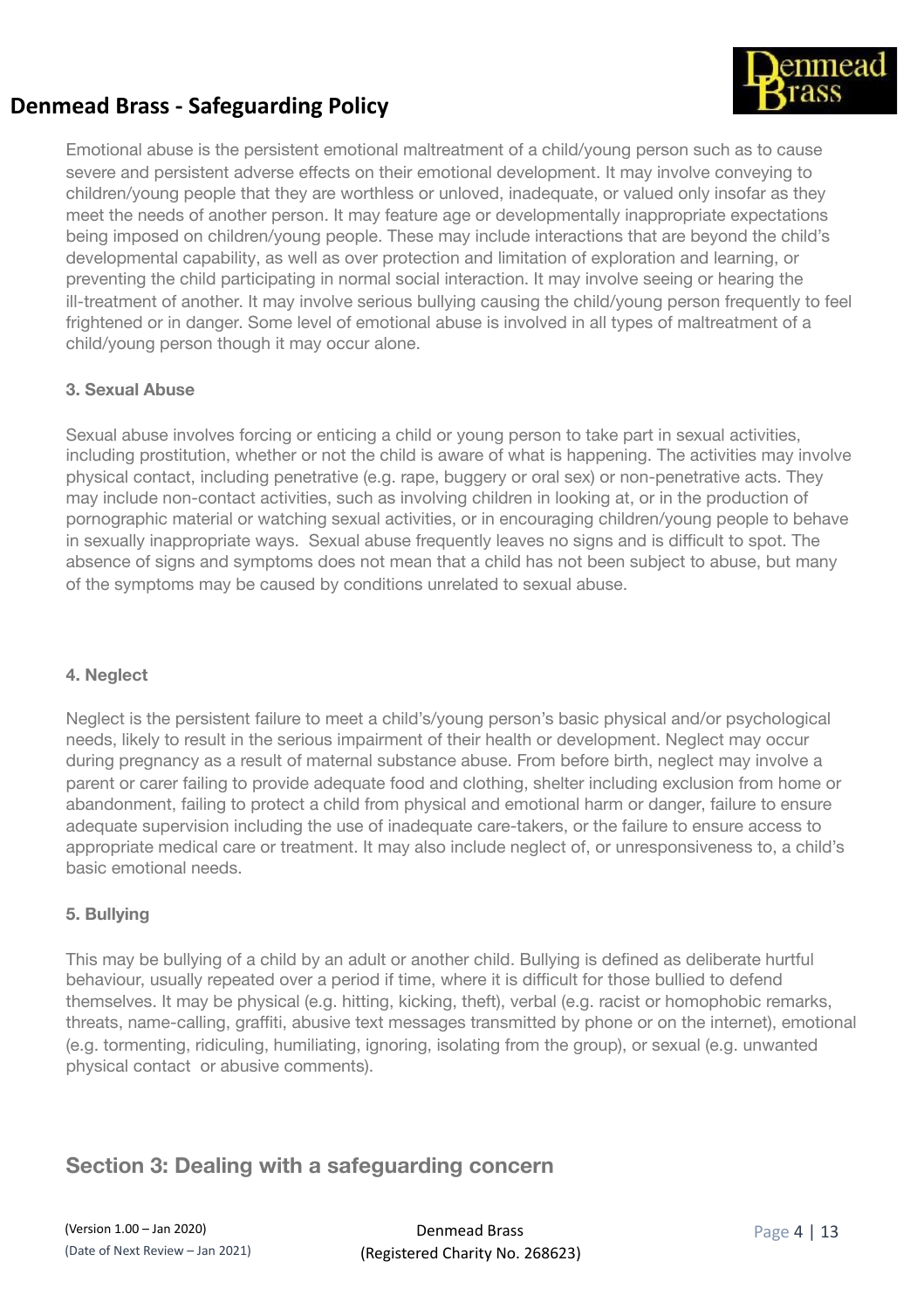Emotional abuse is the persistent emotional maltreatment of a child/young person such as to cause severe and persistent adverse effects on their emotional development. It may involve conveying to children/young people that they are worthless or unloved, inadequate, or valued only insofar as they meet the needs of another person. It may feature age or developmentally inappropriate expectations being imposed on children/young people. These may include interactions that are beyond the child's developmental capability, as well as over protection and limitation of exploration and learning, or preventing the child participating in normal social interaction. It may involve seeing or hearing the ill-treatment of another. It may involve serious bullying causing the child/young person frequently to feel frightened or in danger. Some level of emotional abuse is involved in all types of maltreatment of a child/young person though it may occur alone.

**3. Sexual Abuse**

Sexual abuse involves forcing or enticing a child or young person to take part in sexual activities, including prostitution, whether or not the child is aware of what is happening. The activities may involve physical contact, including penetrative (e.g. rape, buggery or oral sex) or non-penetrative acts. They may include non-contact activities, such as involving children in looking at, or in the production of pornographic material or watching sexual activities, or in encouraging children/young people to behave in sexually inappropriate ways. Sexual abuse frequently leaves no signs and is difficult to spot. The absence of signs and symptoms does not mean that a child has not been subject to abuse, but many of the symptoms may be caused by conditions unrelated to sexual abuse.

**4. Neglect**

Neglect is the persistent failure to meet a child's/young person's basic physical and/or psychological needs, likely to result in the serious impairment of their health or development. Neglect may occur during pregnancy as a result of maternal substance abuse. From before birth, neglect may involve a parent or carer failing to provide adequate food and clothing, shelter including exclusion from home or abandonment, failing to protect a child from physical and emotional harm or danger, failure to ensure adequate supervision including the use of inadequate care-takers, or the failure to ensure access to appropriate medical care or treatment. It may also include neglect of, or unresponsiveness to, a child's basic emotional needs.

**5. Bullying**

This may be bullying of a child by an adult or another child. Bullying is defined as deliberate hurtful behaviour, usually repeated over a period if time, where it is difficult for those bullied to defend themselves. It may be physical (e.g. hitting, kicking, theft), verbal (e.g. racist or homophobic remarks, threats, name-calling, graffiti, abusive text messages transmitted by phone or on the internet), emotional (e.g. tormenting, ridiculing, humiliating, ignoring, isolating from the group), or sexual (e.g. unwanted physical contact or abusive comments).

## Section 3: Dealing with a safeguarding concern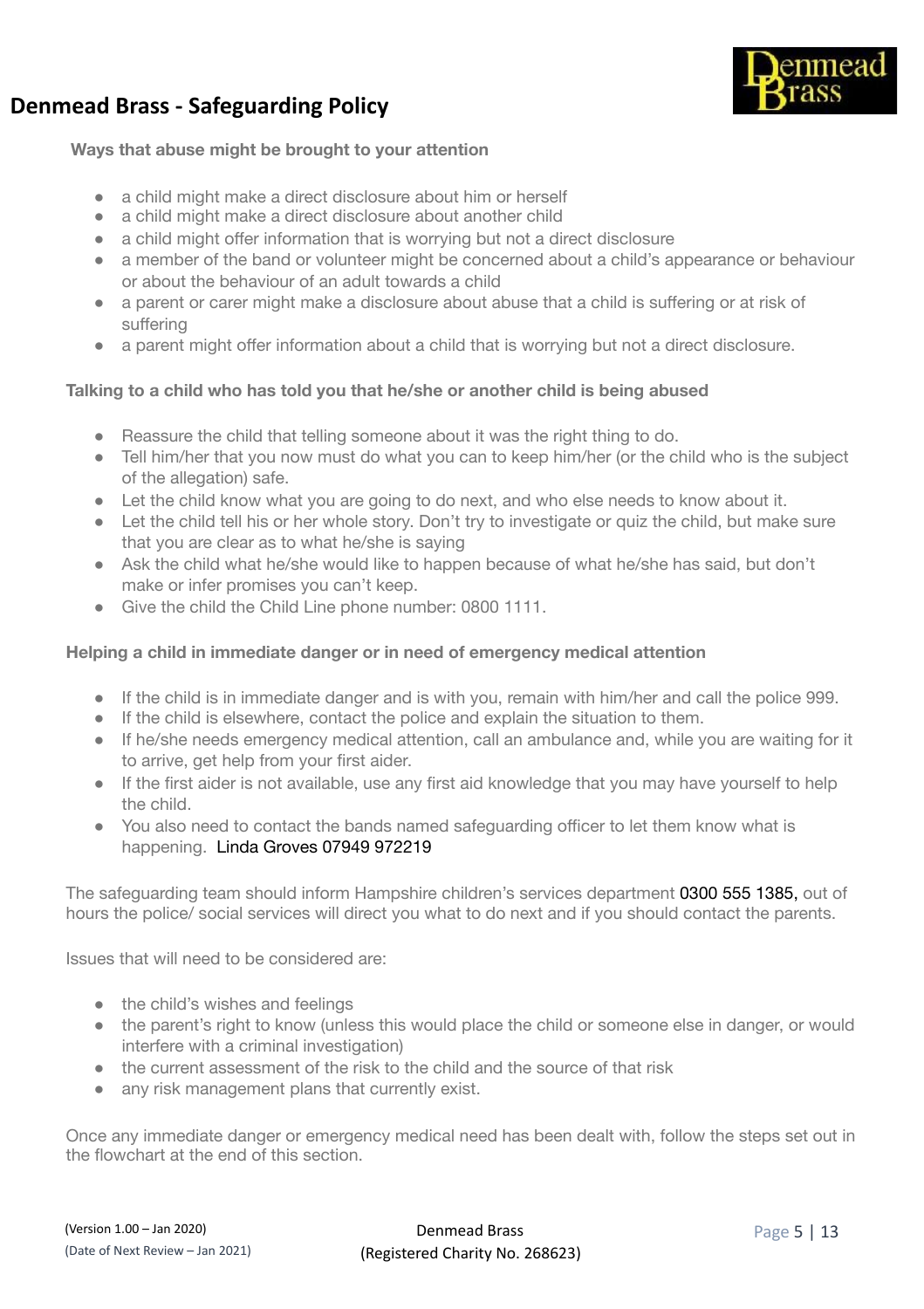**Ways that abuse might be brought to your attention**

- a child might make a direct disclosure about him or herself
- a child might make a direct disclosure about another child
- a child might offer information that is worrying but not a direct disclosure
- a member of the band or volunteer might be concerned about a child's appearance or behaviour or about the behaviour of an adult towards a child
- a parent or carer might make a disclosure about abuse that a child is suffering or at risk of suffering
- a parent might offer information about a child that is worrying but not a direct disclosure.

**Talking to a child who has told you that he/she or another child is being abused**

- Reassure the child that telling someone about it was the right thing to do.
- Tell him/her that you now must do what you can to keep him/her (or the child who is the subject of the allegation) safe.
- Let the child know what you are going to do next, and who else needs to know about it.
- Let the child tell his or her whole story. Don't try to investigate or quiz the child, but make sure that you are clear as to what he/she is saying
- Ask the child what he/she would like to happen because of what he/she has said, but don't make or infer promises you can't keep.
- Give the child the Child Line phone number: 0800 1111.

**Helping a child in immediate danger or in need of emergency medical attention**

- If the child is in immediate danger and is with you, remain with him/her and call the police 999.
- If the child is elsewhere, contact the police and explain the situation to them.
- If he/she needs emergency medical attention, call an ambulance and, while you are waiting for it to arrive, get help from your first aider.
- If the first aider is not available, use any first aid knowledge that you may have yourself to help the child.
- You also need to contact the bands named safeguarding officer to let them know what is happening. Linda Groves 07949 972219

The safeguarding team should inform Hampshire children's services department 0300 555 1385, out of hours the police/ social services will direct you what to do next and if you should contact the parents.

Issues that will need to be considered are:

- the child's wishes and feelings
- the parent's right to know (unless this would place the child or someone else in danger, or would interfere with a criminal investigation)
- the current assessment of the risk to the child and the source of that risk
- any risk management plans that currently exist.

Once any immediate danger or emergency medical need has been dealt with, follow the steps set out in the flowchart at the end of this section.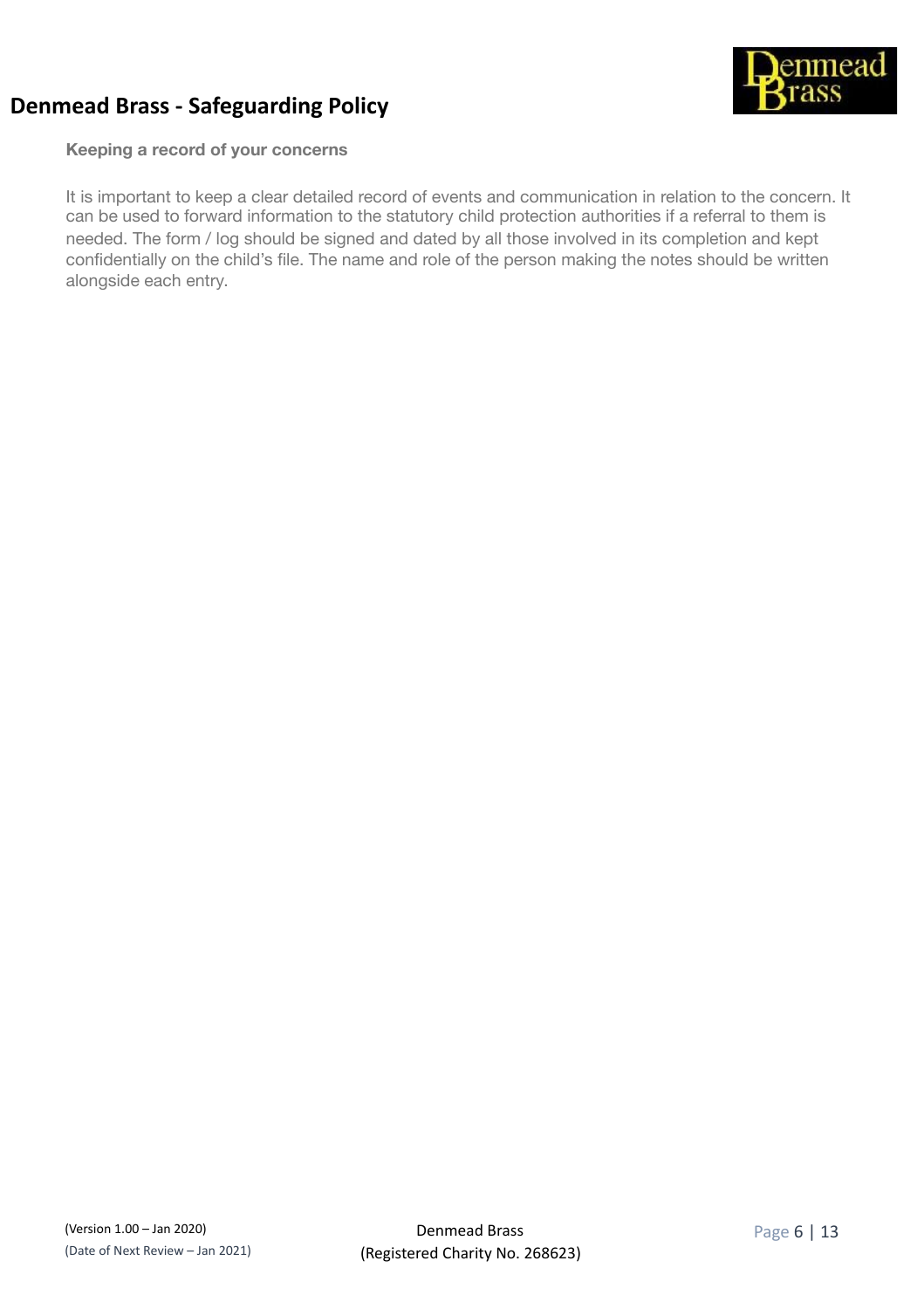**Keeping a record of your concerns**

It is important to keep a clear detailed record of events and communication in relation to the concern. It can be used to forward information to the statutory child protection authorities if a referral to them is needed. The form / log should be signed and dated by all those involved in its completion and kept confidentially on the child's file. The name and role of the person making the notes should be written alongside each entry.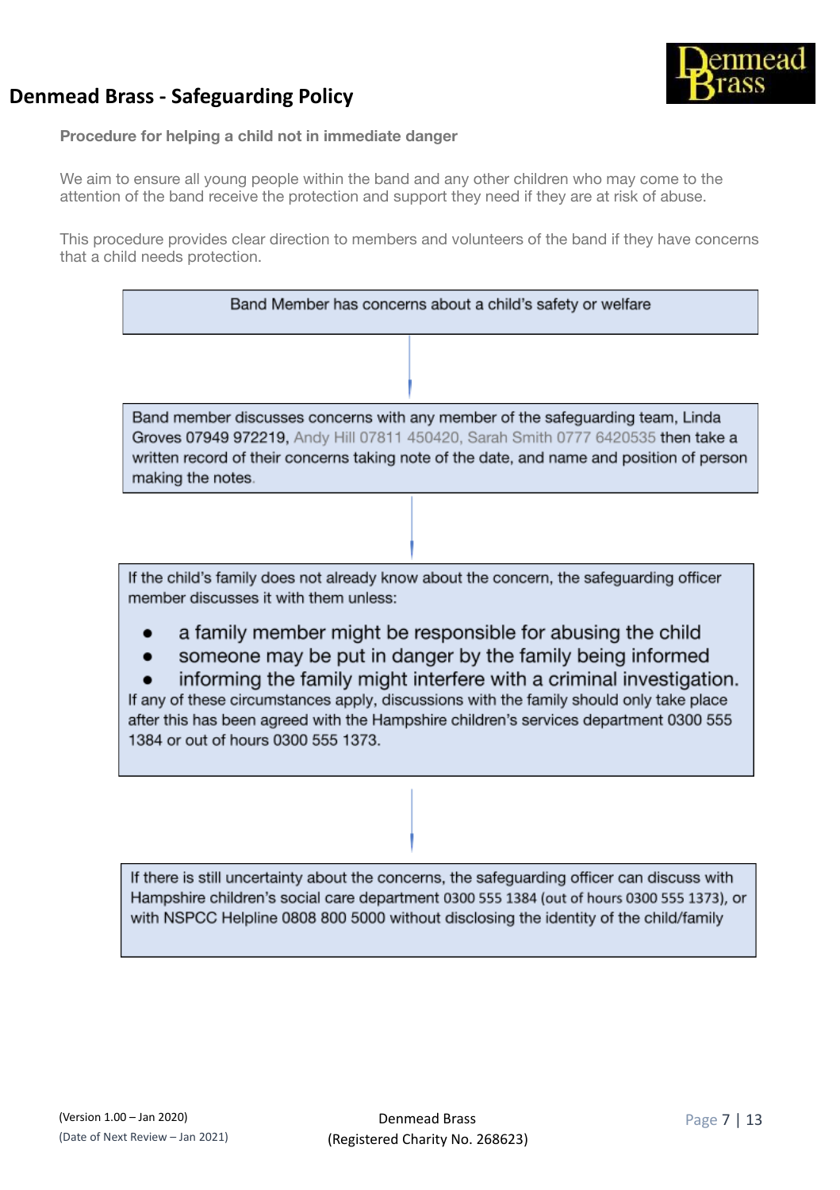# Denmead Brass - Safeguarding Policy

**Procedure for helping a child not in immediate danger**

We aim to ensure all young people within the band and any other children who may come to the attention of the band receive the protection and support they need if they are at risk of abuse.

This procedure provides clear direction to members and volunteers of the band if they have concerns that a child needs protection.

Band Member has concerns about a child's safety or welfare

↓

Band member discusses concerns with any member of the safeguarding team, Linda Groves 07949 972219, Andy Hill 07811 450420, Sarah Smith 0777 6420535 then take a written record of their concerns taking note of the date, and name and position of person making the notes.

↓

If the child's family does not already know about the concern, the safeguarding officer member discusses it with them unless:

- a family member might be responsible for abusing the child
- someone may be put in danger by the family being informed
- informing the family might interfere with a criminal investigation.

If any of these circumstances apply, discussions with the family should only take place after this has been agreed with the Hampshire children's services department 0300 555 1384 or out of hours 0300 555 1373.

↓

If there is still uncertainty about the concerns, the safeguarding officer can discuss with Hampshire children's social care department 0300 555 1384 (out of hours 0300 555 1373), or with NSPCC Helpline 0808 800 5000 without disclosing the identity of the child/family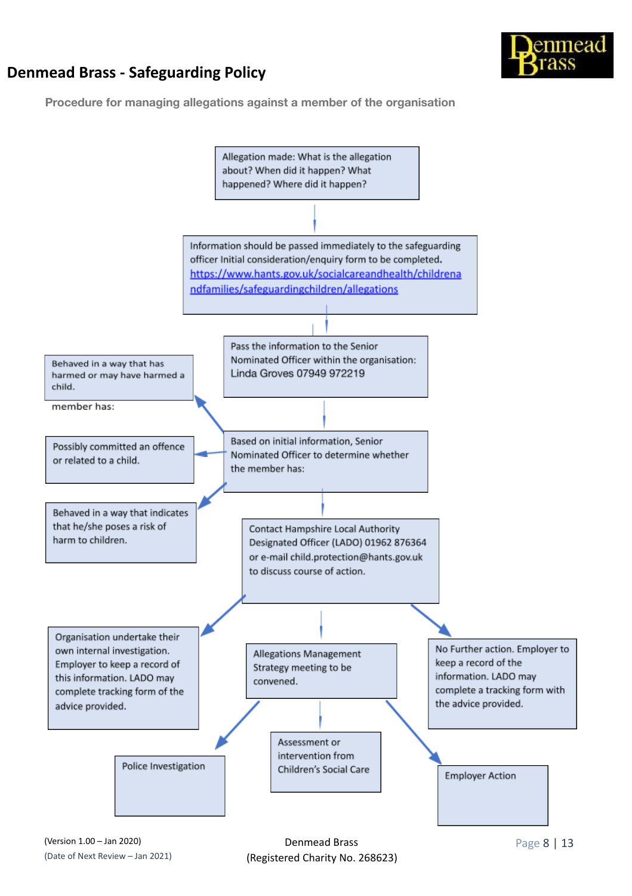# Denmead Brass - Safeguarding Policy

**Procedure for managing allegations against a member of the organisation**

Allegation made: What is the allegation about? When did it happen? What happened? Where did it happen?

Information should be passed immediately to the safeguarding officer Initial consideration/enquiry form to be completed. https://www.hants.gov.uk/socialcareandhealth/childrenandfamilies/safeguardingchildren/allegations

Pass the information to the Senior Nominated Officer within the organisation: Linda Groves 07949 972219

Based on initial information, Senior Nominated Officer to determine whether the member has:

- Behaved in a way that has harmed or may have harmed a child.
- Possibly committed an offence or related to a child.
- Behaved in a way that indicates that he/she poses a risk of harm to children.

member has:

Contact Hampshire Local Authority Designated Officer (LADO) 01962 876364 or e-mail child.protection@hants.gov.uk to discuss course of action.

- Organisation undertake their own internal investigation. Employer to keep a record of this information. LADO may complete tracking form of the advice provided.
- Allegations Management Strategy meeting to be convened.
  - Police Investigation
  - Assessment or intervention from Children's Social Care
  - Employer Action
- No Further action. Employer to keep a record of the information. LADO may complete a tracking form with the advice provided.

(Version 1.00 – Jan 2020)
(Date of Next Review – Jan 2021)

Denmead Brass
(Registered Charity No. 268623)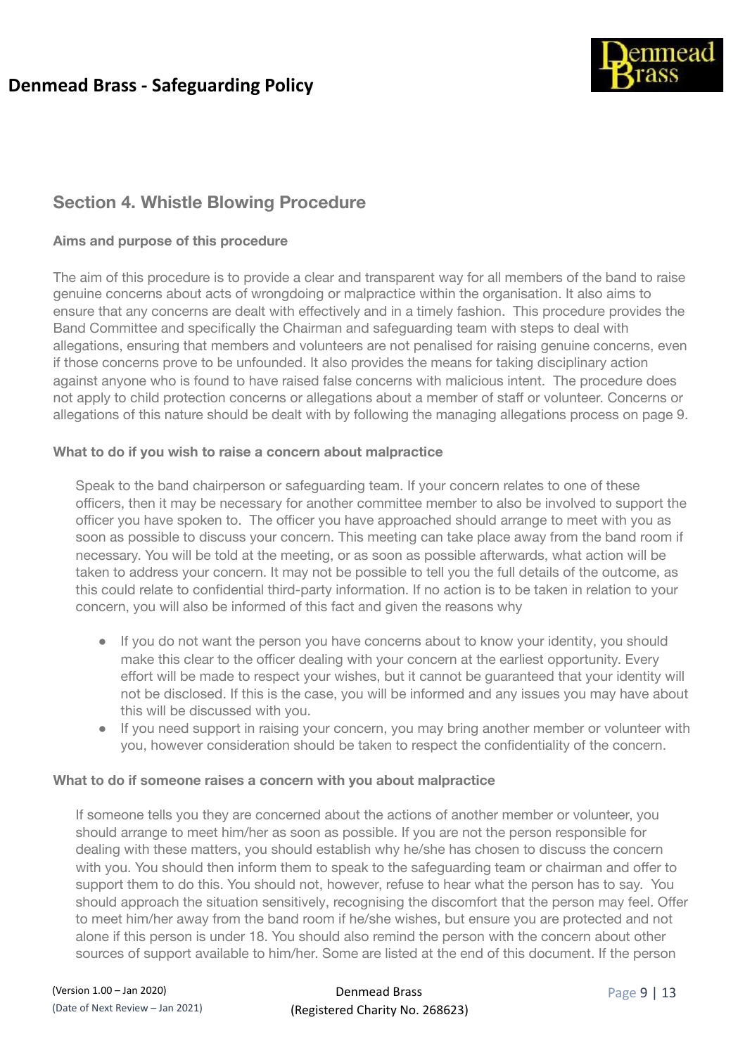## Section 4. Whistle Blowing Procedure

### Aims and purpose of this procedure

The aim of this procedure is to provide a clear and transparent way for all members of the band to raise genuine concerns about acts of wrongdoing or malpractice within the organisation. It also aims to ensure that any concerns are dealt with effectively and in a timely fashion. This procedure provides the Band Committee and specifically the Chairman and safeguarding team with steps to deal with allegations, ensuring that members and volunteers are not penalised for raising genuine concerns, even if those concerns prove to be unfounded. It also provides the means for taking disciplinary action against anyone who is found to have raised false concerns with malicious intent. The procedure does not apply to child protection concerns or allegations about a member of staff or volunteer. Concerns or allegations of this nature should be dealt with by following the managing allegations process on page 9.

### What to do if you wish to raise a concern about malpractice

Speak to the band chairperson or safeguarding team. If your concern relates to one of these officers, then it may be necessary for another committee member to also be involved to support the officer you have spoken to. The officer you have approached should arrange to meet with you as soon as possible to discuss your concern. This meeting can take place away from the band room if necessary. You will be told at the meeting, or as soon as possible afterwards, what action will be taken to address your concern. It may not be possible to tell you the full details of the outcome, as this could relate to confidential third-party information. If no action is to be taken in relation to your concern, you will also be informed of this fact and given the reasons why

- If you do not want the person you have concerns about to know your identity, you should make this clear to the officer dealing with your concern at the earliest opportunity. Every effort will be made to respect your wishes, but it cannot be guaranteed that your identity will not be disclosed. If this is the case, you will be informed and any issues you may have about this will be discussed with you.
- If you need support in raising your concern, you may bring another member or volunteer with you, however consideration should be taken to respect the confidentiality of the concern.

### What to do if someone raises a concern with you about malpractice

If someone tells you they are concerned about the actions of another member or volunteer, you should arrange to meet him/her as soon as possible. If you are not the person responsible for dealing with these matters, you should establish why he/she has chosen to discuss the concern with you. You should then inform them to speak to the safeguarding team or chairman and offer to support them to do this. You should not, however, refuse to hear what the person has to say. You should approach the situation sensitively, recognising the discomfort that the person may feel. Offer to meet him/her away from the band room if he/she wishes, but ensure you are protected and not alone if this person is under 18. You should also remind the person with the concern about other sources of support available to him/her. Some are listed at the end of this document. If the person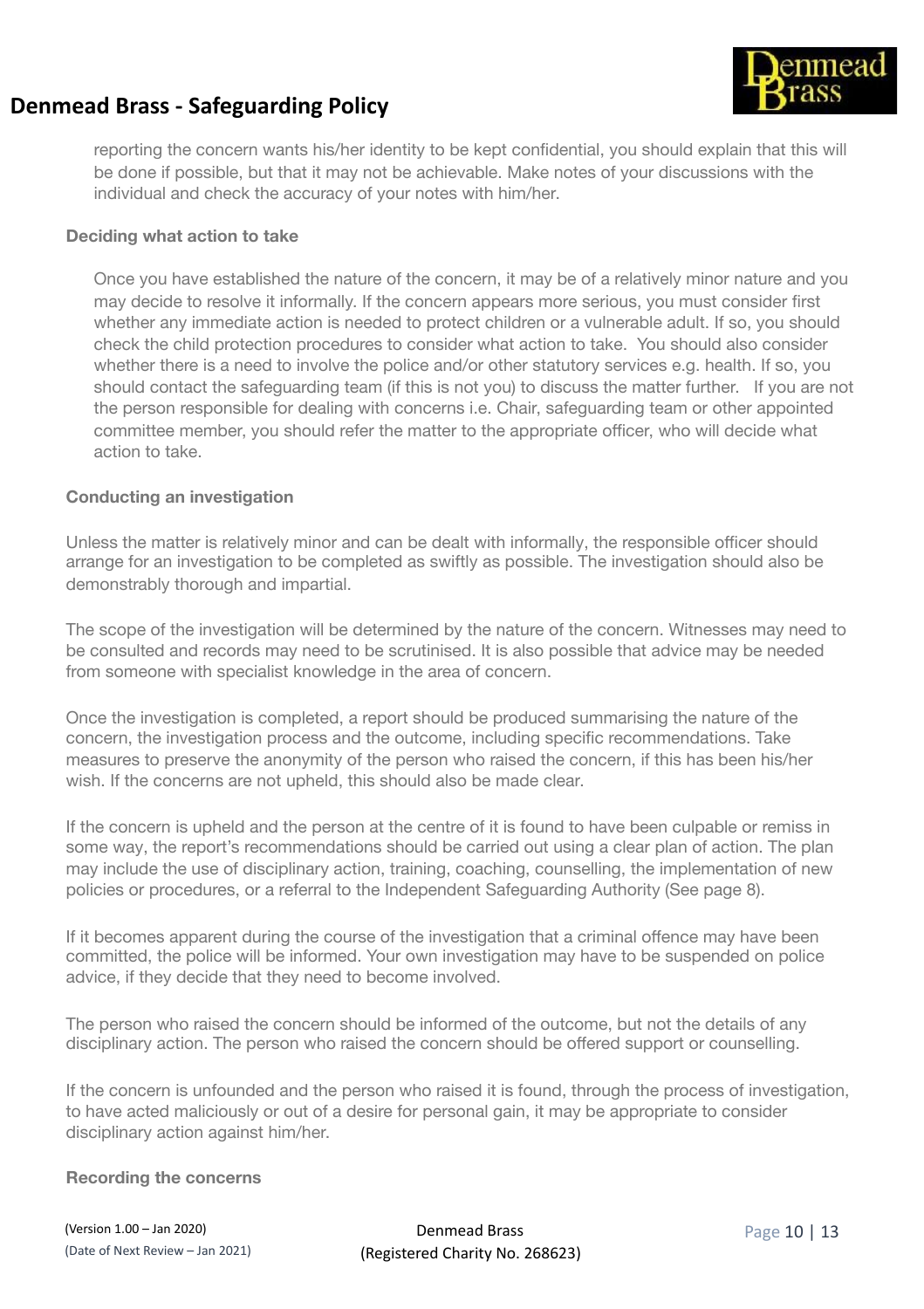reporting the concern wants his/her identity to be kept confidential, you should explain that this will be done if possible, but that it may not be achievable. Make notes of your discussions with the individual and check the accuracy of your notes with him/her.

**Deciding what action to take**

Once you have established the nature of the concern, it may be of a relatively minor nature and you may decide to resolve it informally. If the concern appears more serious, you must consider first whether any immediate action is needed to protect children or a vulnerable adult. If so, you should check the child protection procedures to consider what action to take. You should also consider whether there is a need to involve the police and/or other statutory services e.g. health. If so, you should contact the safeguarding team (if this is not you) to discuss the matter further. If you are not the person responsible for dealing with concerns i.e. Chair, safeguarding team or other appointed committee member, you should refer the matter to the appropriate officer, who will decide what action to take.

**Conducting an investigation**

Unless the matter is relatively minor and can be dealt with informally, the responsible officer should arrange for an investigation to be completed as swiftly as possible. The investigation should also be demonstrably thorough and impartial.

The scope of the investigation will be determined by the nature of the concern. Witnesses may need to be consulted and records may need to be scrutinised. It is also possible that advice may be needed from someone with specialist knowledge in the area of concern.

Once the investigation is completed, a report should be produced summarising the nature of the concern, the investigation process and the outcome, including specific recommendations. Take measures to preserve the anonymity of the person who raised the concern, if this has been his/her wish. If the concerns are not upheld, this should also be made clear.

If the concern is upheld and the person at the centre of it is found to have been culpable or remiss in some way, the report's recommendations should be carried out using a clear plan of action. The plan may include the use of disciplinary action, training, coaching, counselling, the implementation of new policies or procedures, or a referral to the Independent Safeguarding Authority (See page 8).

If it becomes apparent during the course of the investigation that a criminal offence may have been committed, the police will be informed. Your own investigation may have to be suspended on police advice, if they decide that they need to become involved.

The person who raised the concern should be informed of the outcome, but not the details of any disciplinary action. The person who raised the concern should be offered support or counselling.

If the concern is unfounded and the person who raised it is found, through the process of investigation, to have acted maliciously or out of a desire for personal gain, it may be appropriate to consider disciplinary action against him/her.

**Recording the concerns**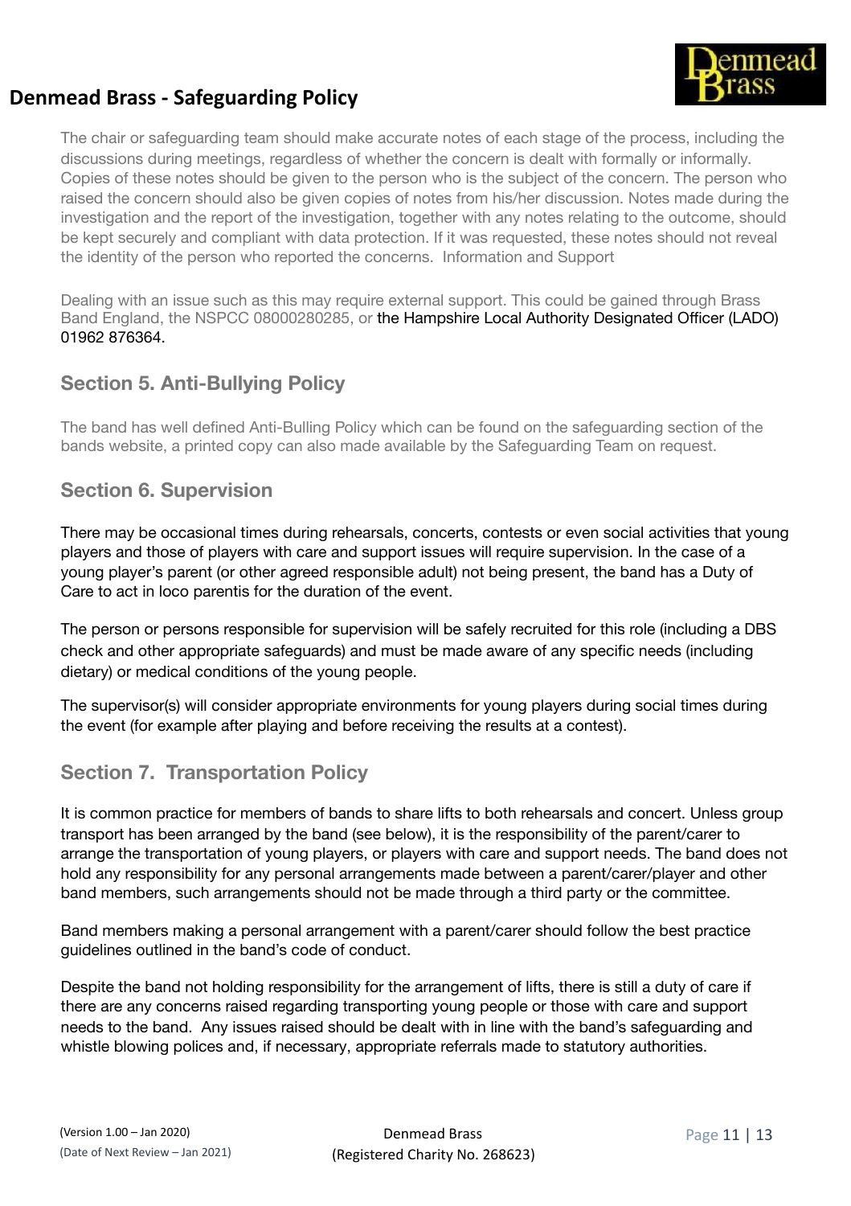The chair or safeguarding team should make accurate notes of each stage of the process, including the discussions during meetings, regardless of whether the concern is dealt with formally or informally. Copies of these notes should be given to the person who is the subject of the concern. The person who raised the concern should also be given copies of notes from his/her discussion. Notes made during the investigation and the report of the investigation, together with any notes relating to the outcome, should be kept securely and compliant with data protection. If it was requested, these notes should not reveal the identity of the person who reported the concerns. Information and Support

Dealing with an issue such as this may require external support. This could be gained through Brass Band England, the NSPCC 08000280285, or the Hampshire Local Authority Designated Officer (LADO) 01962 876364.

## Section 5. Anti-Bullying Policy

The band has well defined Anti-Bulling Policy which can be found on the safeguarding section of the bands website, a printed copy can also made available by the Safeguarding Team on request.

## Section 6. Supervision

There may be occasional times during rehearsals, concerts, contests or even social activities that young players and those of players with care and support issues will require supervision. In the case of a young player's parent (or other agreed responsible adult) not being present, the band has a Duty of Care to act in loco parentis for the duration of the event.

The person or persons responsible for supervision will be safely recruited for this role (including a DBS check and other appropriate safeguards) and must be made aware of any specific needs (including dietary) or medical conditions of the young people.

The supervisor(s) will consider appropriate environments for young players during social times during the event (for example after playing and before receiving the results at a contest).

## Section 7. Transportation Policy

It is common practice for members of bands to share lifts to both rehearsals and concert. Unless group transport has been arranged by the band (see below), it is the responsibility of the parent/carer to arrange the transportation of young players, or players with care and support needs. The band does not hold any responsibility for any personal arrangements made between a parent/carer/player and other band members, such arrangements should not be made through a third party or the committee.

Band members making a personal arrangement with a parent/carer should follow the best practice guidelines outlined in the band's code of conduct.

Despite the band not holding responsibility for the arrangement of lifts, there is still a duty of care if there are any concerns raised regarding transporting young people or those with care and support needs to the band. Any issues raised should be dealt with in line with the band's safeguarding and whistle blowing polices and, if necessary, appropriate referrals made to statutory authorities.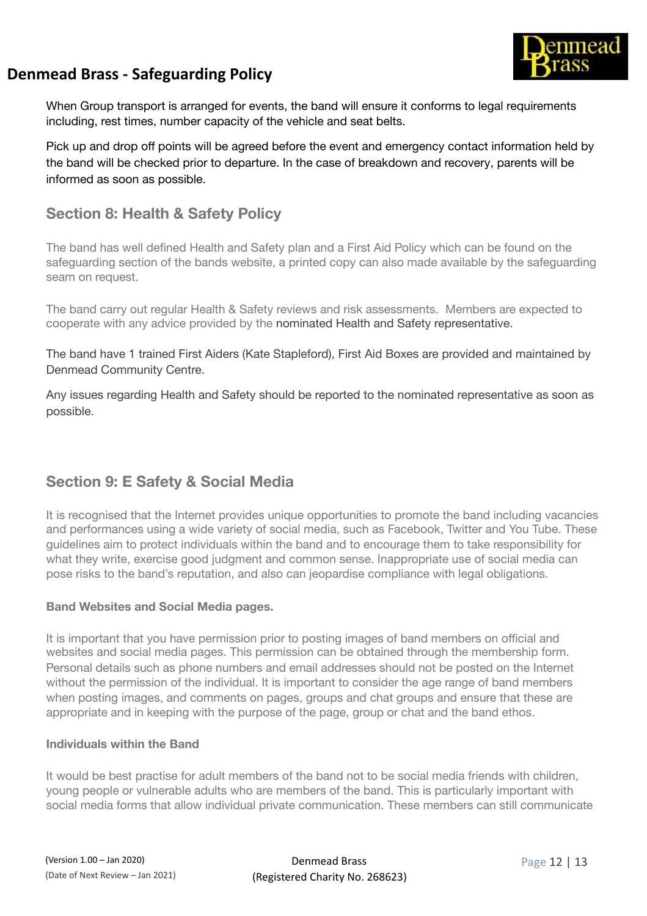When Group transport is arranged for events, the band will ensure it conforms to legal requirements including, rest times, number capacity of the vehicle and seat belts.

Pick up and drop off points will be agreed before the event and emergency contact information held by the band will be checked prior to departure. In the case of breakdown and recovery, parents will be informed as soon as possible.

## Section 8: Health & Safety Policy

The band has well defined Health and Safety plan and a First Aid Policy which can be found on the safeguarding section of the bands website, a printed copy can also made available by the safeguarding seam on request.

The band carry out regular Health & Safety reviews and risk assessments. Members are expected to cooperate with any advice provided by the nominated Health and Safety representative.

The band have 1 trained First Aiders (Kate Stapleford), First Aid Boxes are provided and maintained by Denmead Community Centre.

Any issues regarding Health and Safety should be reported to the nominated representative as soon as possible.

## Section 9: E Safety & Social Media

It is recognised that the Internet provides unique opportunities to promote the band including vacancies and performances using a wide variety of social media, such as Facebook, Twitter and You Tube. These guidelines aim to protect individuals within the band and to encourage them to take responsibility for what they write, exercise good judgment and common sense. Inappropriate use of social media can pose risks to the band's reputation, and also can jeopardise compliance with legal obligations.

**Band Websites and Social Media pages.**

It is important that you have permission prior to posting images of band members on official and websites and social media pages. This permission can be obtained through the membership form. Personal details such as phone numbers and email addresses should not be posted on the Internet without the permission of the individual. It is important to consider the age range of band members when posting images, and comments on pages, groups and chat groups and ensure that these are appropriate and in keeping with the purpose of the page, group or chat and the band ethos.

**Individuals within the Band**

It would be best practise for adult members of the band not to be social media friends with children, young people or vulnerable adults who are members of the band. This is particularly important with social media forms that allow individual private communication. These members can still communicate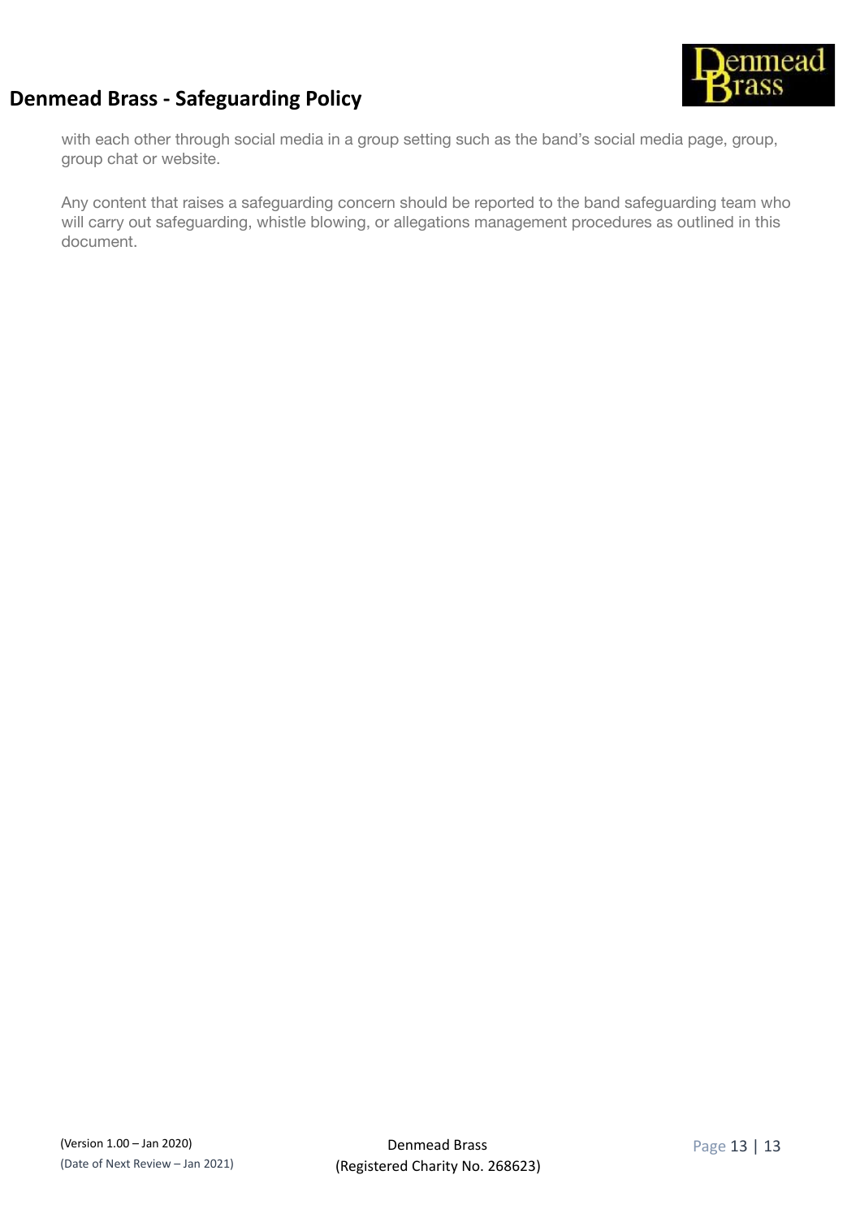with each other through social media in a group setting such as the band's social media page, group, group chat or website.

Any content that raises a safeguarding concern should be reported to the band safeguarding team who will carry out safeguarding, whistle blowing, or allegations management procedures as outlined in this document.